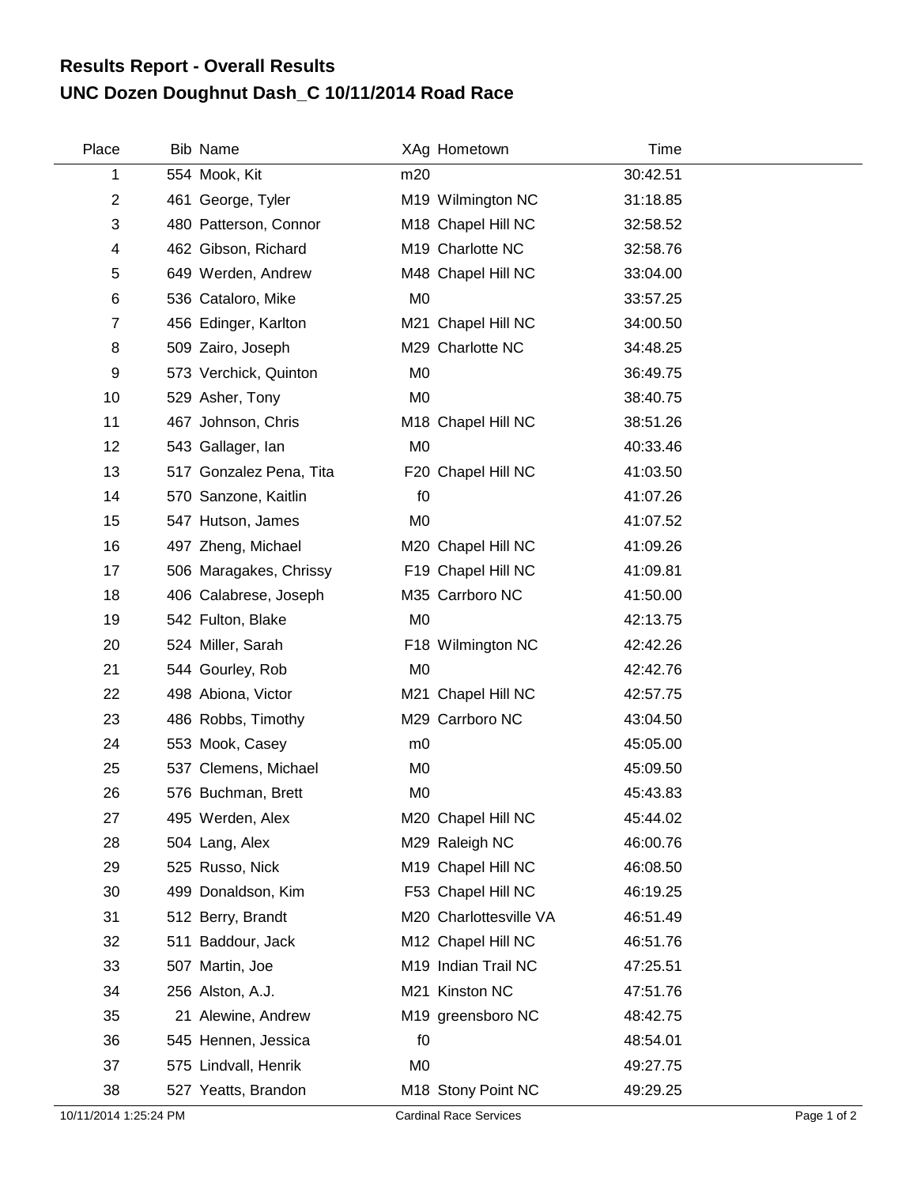## Results Report - Overall Results
## UNC Dozen Doughnut Dash_C 10/11/2014 Road Race

| Place | Bib | Name | XAg | Hometown | Time |
|---|---|---|---|---|---|
| 1 | 554 | Mook, Kit | m20 | | 30:42.51 |
| 2 | 461 | George, Tyler | M19 | Wilmington NC | 31:18.85 |
| 3 | 480 | Patterson, Connor | M18 | Chapel Hill NC | 32:58.52 |
| 4 | 462 | Gibson, Richard | M19 | Charlotte NC | 32:58.76 |
| 5 | 649 | Werden, Andrew | M48 | Chapel Hill NC | 33:04.00 |
| 6 | 536 | Cataloro, Mike | M0 | | 33:57.25 |
| 7 | 456 | Edinger, Karlton | M21 | Chapel Hill NC | 34:00.50 |
| 8 | 509 | Zairo, Joseph | M29 | Charlotte NC | 34:48.25 |
| 9 | 573 | Verchick, Quinton | M0 | | 36:49.75 |
| 10 | 529 | Asher, Tony | M0 | | 38:40.75 |
| 11 | 467 | Johnson, Chris | M18 | Chapel Hill NC | 38:51.26 |
| 12 | 543 | Gallager, Ian | M0 | | 40:33.46 |
| 13 | 517 | Gonzalez Pena, Tita | F20 | Chapel Hill NC | 41:03.50 |
| 14 | 570 | Sanzone, Kaitlin | f0 | | 41:07.26 |
| 15 | 547 | Hutson, James | M0 | | 41:07.52 |
| 16 | 497 | Zheng, Michael | M20 | Chapel Hill NC | 41:09.26 |
| 17 | 506 | Maragakes, Chrissy | F19 | Chapel Hill NC | 41:09.81 |
| 18 | 406 | Calabrese, Joseph | M35 | Carrboro NC | 41:50.00 |
| 19 | 542 | Fulton, Blake | M0 | | 42:13.75 |
| 20 | 524 | Miller, Sarah | F18 | Wilmington NC | 42:42.26 |
| 21 | 544 | Gourley, Rob | M0 | | 42:42.76 |
| 22 | 498 | Abiona, Victor | M21 | Chapel Hill NC | 42:57.75 |
| 23 | 486 | Robbs, Timothy | M29 | Carrboro NC | 43:04.50 |
| 24 | 553 | Mook, Casey | m0 | | 45:05.00 |
| 25 | 537 | Clemens, Michael | M0 | | 45:09.50 |
| 26 | 576 | Buchman, Brett | M0 | | 45:43.83 |
| 27 | 495 | Werden, Alex | M20 | Chapel Hill NC | 45:44.02 |
| 28 | 504 | Lang, Alex | M29 | Raleigh NC | 46:00.76 |
| 29 | 525 | Russo, Nick | M19 | Chapel Hill NC | 46:08.50 |
| 30 | 499 | Donaldson, Kim | F53 | Chapel Hill NC | 46:19.25 |
| 31 | 512 | Berry, Brandt | M20 | Charlottesville VA | 46:51.49 |
| 32 | 511 | Baddour, Jack | M12 | Chapel Hill NC | 46:51.76 |
| 33 | 507 | Martin, Joe | M19 | Indian Trail NC | 47:25.51 |
| 34 | 256 | Alston, A.J. | M21 | Kinston NC | 47:51.76 |
| 35 | 21 | Alewine, Andrew | M19 | greensboro NC | 48:42.75 |
| 36 | 545 | Hennen, Jessica | f0 | | 48:54.01 |
| 37 | 575 | Lindvall, Henrik | M0 | | 49:27.75 |
| 38 | 527 | Yeatts, Brandon | M18 | Stony Point NC | 49:29.25 |

10/11/2014 1:25:24 PM Cardinal Race Services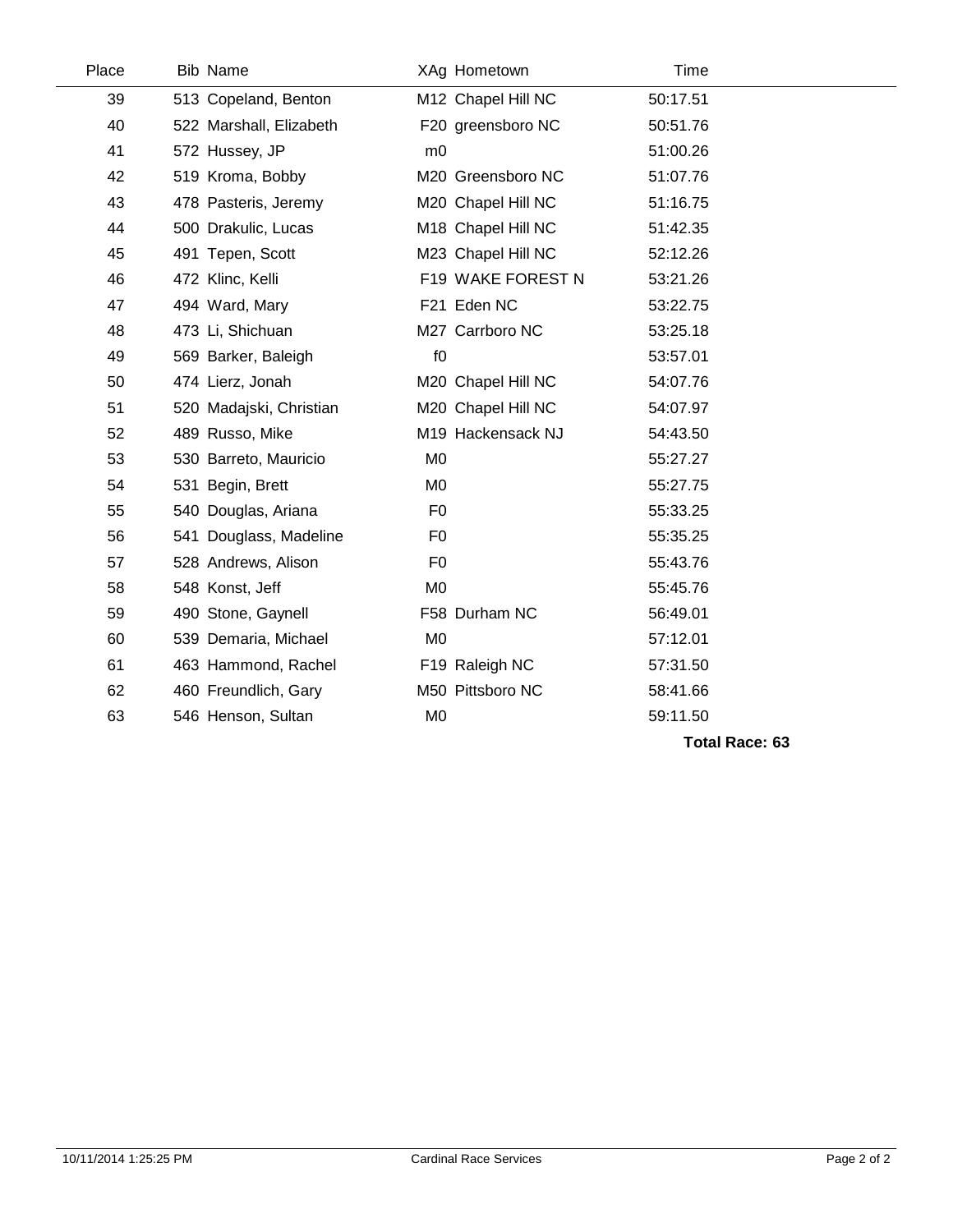| Place | Bib | Name | XAg | Hometown | Time |
|---|---|---|---|---|---|
| 39 | 513 | Copeland, Benton | M12 | Chapel Hill NC | 50:17.51 |
| 40 | 522 | Marshall, Elizabeth | F20 | greensboro NC | 50:51.76 |
| 41 | 572 | Hussey, JP | m0 | | 51:00.26 |
| 42 | 519 | Kroma, Bobby | M20 | Greensboro NC | 51:07.76 |
| 43 | 478 | Pasteris, Jeremy | M20 | Chapel Hill NC | 51:16.75 |
| 44 | 500 | Drakulic, Lucas | M18 | Chapel Hill NC | 51:42.35 |
| 45 | 491 | Tepen, Scott | M23 | Chapel Hill NC | 52:12.26 |
| 46 | 472 | Klinc, Kelli | F19 | WAKE FOREST N | 53:21.26 |
| 47 | 494 | Ward, Mary | F21 | Eden NC | 53:22.75 |
| 48 | 473 | Li, Shichuan | M27 | Carrboro NC | 53:25.18 |
| 49 | 569 | Barker, Baleigh | f0 | | 53:57.01 |
| 50 | 474 | Lierz, Jonah | M20 | Chapel Hill NC | 54:07.76 |
| 51 | 520 | Madajski, Christian | M20 | Chapel Hill NC | 54:07.97 |
| 52 | 489 | Russo, Mike | M19 | Hackensack NJ | 54:43.50 |
| 53 | 530 | Barreto, Mauricio | M0 | | 55:27.27 |
| 54 | 531 | Begin, Brett | M0 | | 55:27.75 |
| 55 | 540 | Douglas, Ariana | F0 | | 55:33.25 |
| 56 | 541 | Douglass, Madeline | F0 | | 55:35.25 |
| 57 | 528 | Andrews, Alison | F0 | | 55:43.76 |
| 58 | 548 | Konst, Jeff | M0 | | 55:45.76 |
| 59 | 490 | Stone, Gaynell | F58 | Durham NC | 56:49.01 |
| 60 | 539 | Demaria, Michael | M0 | | 57:12.01 |
| 61 | 463 | Hammond, Rachel | F19 | Raleigh NC | 57:31.50 |
| 62 | 460 | Freundlich, Gary | M50 | Pittsboro NC | 58:41.66 |
| 63 | 546 | Henson, Sultan | M0 | | 59:11.50 |

**Total Race: 63**

10/11/2014 1:25:25 PM

Cardinal Race Services